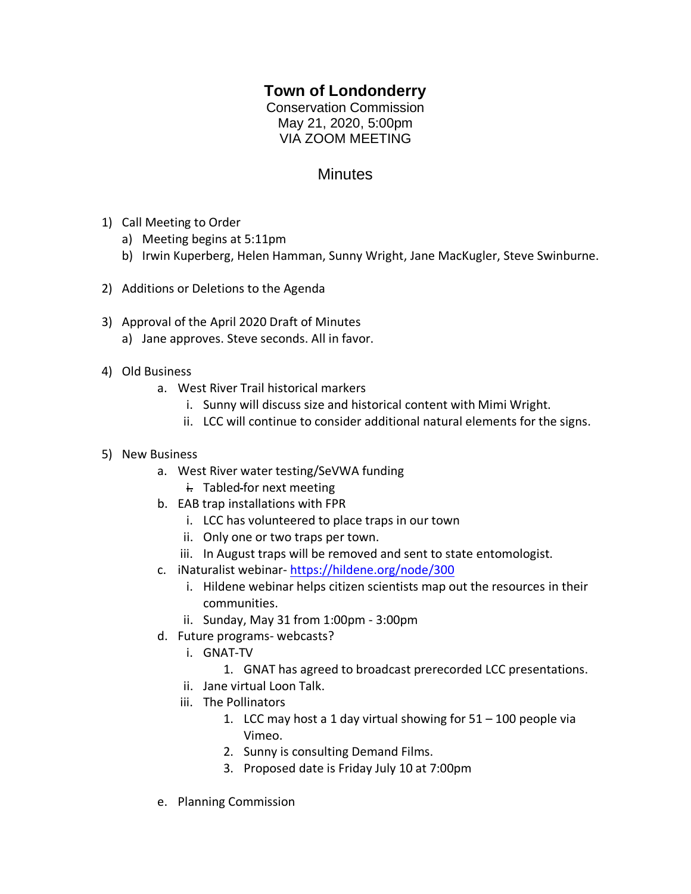# Town of Londonderry

Conservation Commission
May 21, 2020, 5:00pm
VIA ZOOM MEETING

## Minutes

1) Call Meeting to Order
   a) Meeting begins at 5:11pm
   b) Irwin Kuperberg, Helen Hamman, Sunny Wright, Jane MacKugler, Steve Swinburne.

2) Additions or Deletions to the Agenda

3) Approval of the April 2020 Draft of Minutes
   a) Jane approves. Steve seconds. All in favor.

4) Old Business
   a. West River Trail historical markers
      i. Sunny will discuss size and historical content with Mimi Wright.
      ii. LCC will continue to consider additional natural elements for the signs.

5) New Business
   a. West River water testing/SeVWA funding
      i. Tabled for next meeting
   b. EAB trap installations with FPR
      i. LCC has volunteered to place traps in our town
      ii. Only one or two traps per town.
      iii. In August traps will be removed and sent to state entomologist.
   c. iNaturalist webinar- https://hildene.org/node/300
      i. Hildene webinar helps citizen scientists map out the resources in their communities.
      ii. Sunday, May 31 from 1:00pm - 3:00pm
   d. Future programs- webcasts?
      i. GNAT-TV
         1. GNAT has agreed to broadcast prerecorded LCC presentations.
      ii. Jane virtual Loon Talk.
      iii. The Pollinators
         1. LCC may host a 1 day virtual showing for 51 – 100 people via Vimeo.
         2. Sunny is consulting Demand Films.
         3. Proposed date is Friday July 10 at 7:00pm
   e. Planning Commission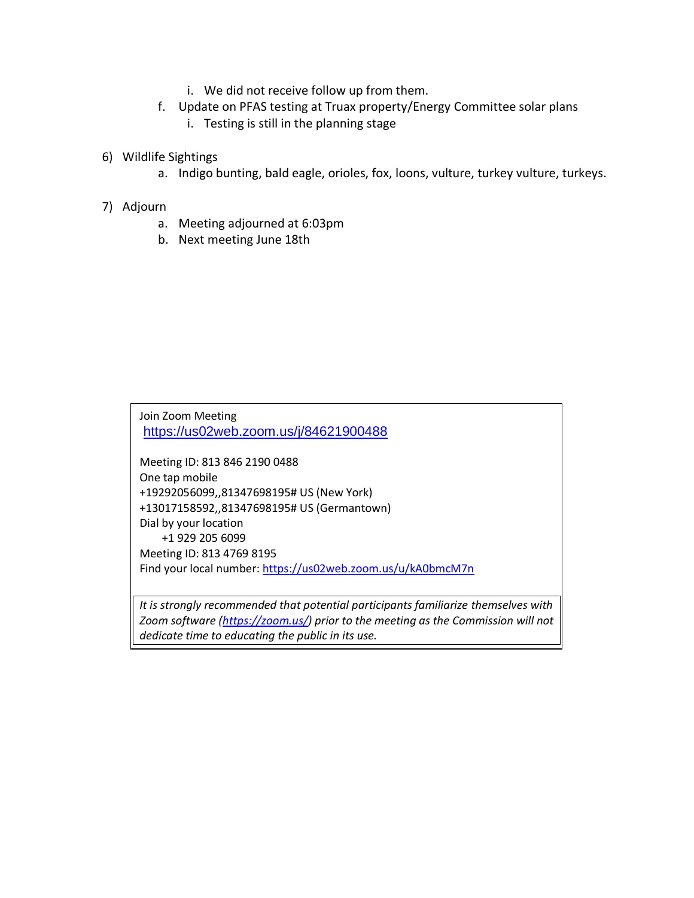i. We did not receive follow up from them.

   f. Update on PFAS testing at Truax property/Energy Committee solar plans
      i. Testing is still in the planning stage

6) Wildlife Sightings
   a. Indigo bunting, bald eagle, orioles, fox, loons, vulture, turkey vulture, turkeys.

7) Adjourn
   a. Meeting adjourned at 6:03pm
   b. Next meeting June 18th

Join Zoom Meeting
https://us02web.zoom.us/j/84621900488

Meeting ID: 813 846 2190 0488
One tap mobile
+19292056099,,81347698195# US (New York)
+13017158592,,81347698195# US (Germantown)
Dial by your location
+1 929 205 6099
Meeting ID: 813 4769 8195
Find your local number: https://us02web.zoom.us/u/kA0bmcM7n

*It is strongly recommended that potential participants familiarize themselves with Zoom software (https://zoom.us/) prior to the meeting as the Commission will not dedicate time to educating the public in its use.*